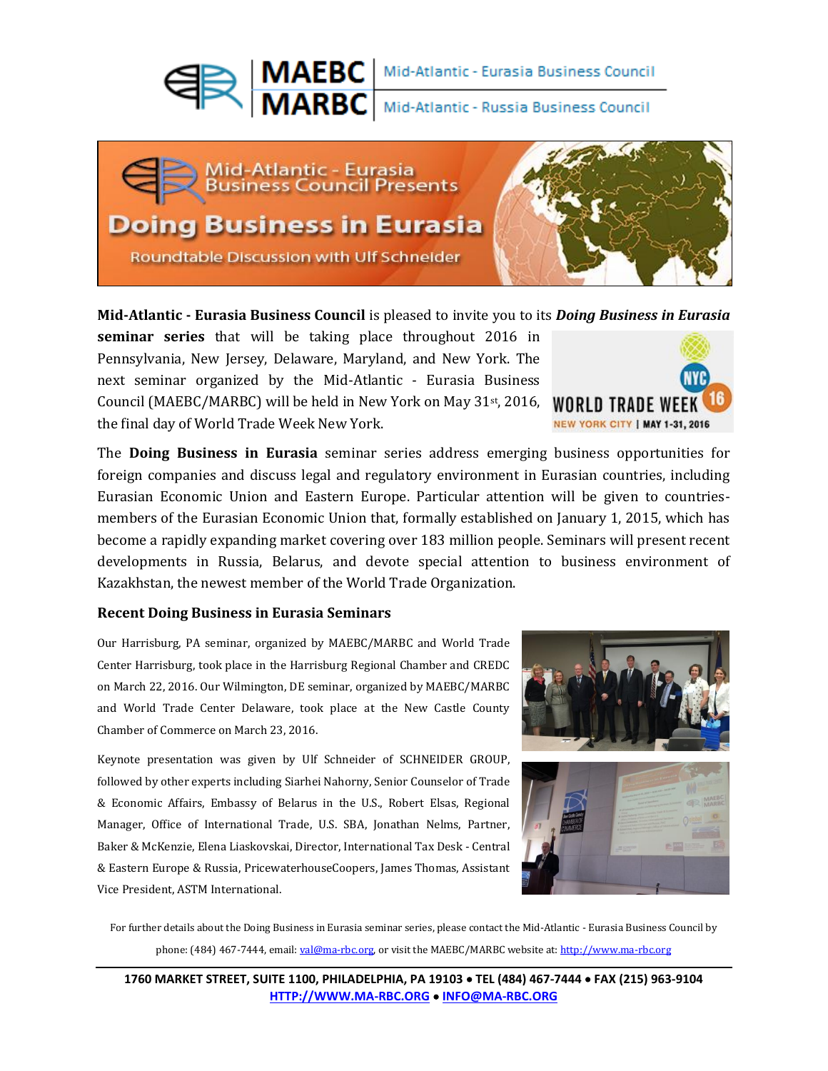MAEBC | Mid-Atlantic - Eurasia Business Council
MARBC | Mid-Atlantic - Russia Business Council

# Mid-Atlantic - Eurasia Business Council Presents

# Doing Business in Eurasia

## Roundtable Discussion with Ulf Schneider

**Mid-Atlantic - Eurasia Business Council** is pleased to invite you to its ***Doing Business in Eurasia* seminar series** that will be taking place throughout 2016 in Pennsylvania, New Jersey, Delaware, Maryland, and New York. The next seminar organized by the Mid-Atlantic - Eurasia Business Council (MAEBC/MARBC) will be held in New York on May 31st, 2016, the final day of World Trade Week New York.

The **Doing Business in Eurasia** seminar series address emerging business opportunities for foreign companies and discuss legal and regulatory environment in Eurasian countries, including Eurasian Economic Union and Eastern Europe. Particular attention will be given to countries-members of the Eurasian Economic Union that, formally established on January 1, 2015, which has become a rapidly expanding market covering over 183 million people. Seminars will present recent developments in Russia, Belarus, and devote special attention to business environment of Kazakhstan, the newest member of the World Trade Organization.

### Recent Doing Business in Eurasia Seminars

Our Harrisburg, PA seminar, organized by MAEBC/MARBC and World Trade Center Harrisburg, took place in the Harrisburg Regional Chamber and CREDC on March 22, 2016. Our Wilmington, DE seminar, organized by MAEBC/MARBC and World Trade Center Delaware, took place at the New Castle County Chamber of Commerce on March 23, 2016.

Keynote presentation was given by Ulf Schneider of SCHNEIDER GROUP, followed by other experts including Siarhei Nahorny, Senior Counselor of Trade & Economic Affairs, Embassy of Belarus in the U.S., Robert Elsas, Regional Manager, Office of International Trade, U.S. SBA, Jonathan Nelms, Partner, Baker & McKenzie, Elena Liaskovskai, Director, International Tax Desk - Central & Eastern Europe & Russia, PricewaterhouseCoopers, James Thomas, Assistant Vice President, ASTM International.

For further details about the Doing Business in Eurasia seminar series, please contact the Mid-Atlantic - Eurasia Business Council by phone: (484) 467-7444, email: val@ma-rbc.org, or visit the MAEBC/MARBC website at: http://www.ma-rbc.org

1760 MARKET STREET, SUITE 1100, PHILADELPHIA, PA 19103 • TEL (484) 467-7444 • FAX (215) 963-9104
HTTP://WWW.MA-RBC.ORG • INFO@MA-RBC.ORG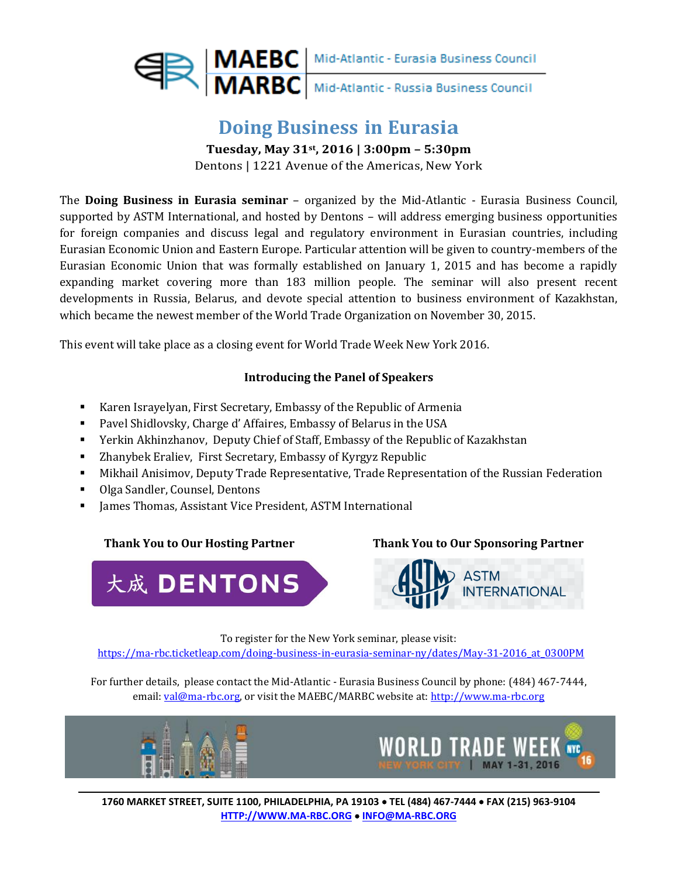MAEBC | Mid-Atlantic - Eurasia Business Council
MARBC | Mid-Atlantic - Russia Business Council

# Doing Business in Eurasia

**Tuesday, May 31st, 2016 | 3:00pm – 5:30pm**

Dentons | 1221 Avenue of the Americas, New York

The **Doing Business in Eurasia seminar** – organized by the Mid-Atlantic - Eurasia Business Council, supported by ASTM International, and hosted by Dentons – will address emerging business opportunities for foreign companies and discuss legal and regulatory environment in Eurasian countries, including Eurasian Economic Union and Eastern Europe. Particular attention will be given to country-members of the Eurasian Economic Union that was formally established on January 1, 2015 and has become a rapidly expanding market covering more than 183 million people. The seminar will also present recent developments in Russia, Belarus, and devote special attention to business environment of Kazakhstan, which became the newest member of the World Trade Organization on November 30, 2015.

This event will take place as a closing event for World Trade Week New York 2016.

### Introducing the Panel of Speakers

- Karen Israyelyan, First Secretary, Embassy of the Republic of Armenia
- Pavel Shidlovsky, Charge d' Affaires, Embassy of Belarus in the USA
- Yerkin Akhinzhanov, Deputy Chief of Staff, Embassy of the Republic of Kazakhstan
- Zhanybek Eraliev, First Secretary, Embassy of Kyrgyz Republic
- Mikhail Anisimov, Deputy Trade Representative, Trade Representation of the Russian Federation
- Olga Sandler, Counsel, Dentons
- James Thomas, Assistant Vice President, ASTM International

**Thank You to Our Hosting Partner**

大成 DENTONS

**Thank You to Our Sponsoring Partner**

ASTM INTERNATIONAL

To register for the New York seminar, please visit:
https://ma-rbc.ticketleap.com/doing-business-in-eurasia-seminar-ny/dates/May-31-2016_at_0300PM

For further details, please contact the Mid-Atlantic - Eurasia Business Council by phone: (484) 467-7444, email: val@ma-rbc.org, or visit the MAEBC/MARBC website at: http://www.ma-rbc.org

WORLD TRADE WEEK NYC 16
NEW YORK CITY | MAY 1-31, 2016

**1760 MARKET STREET, SUITE 1100, PHILADELPHIA, PA 19103 • TEL (484) 467-7444 • FAX (215) 963-9104**
**HTTP://WWW.MA-RBC.ORG • INFO@MA-RBC.ORG**